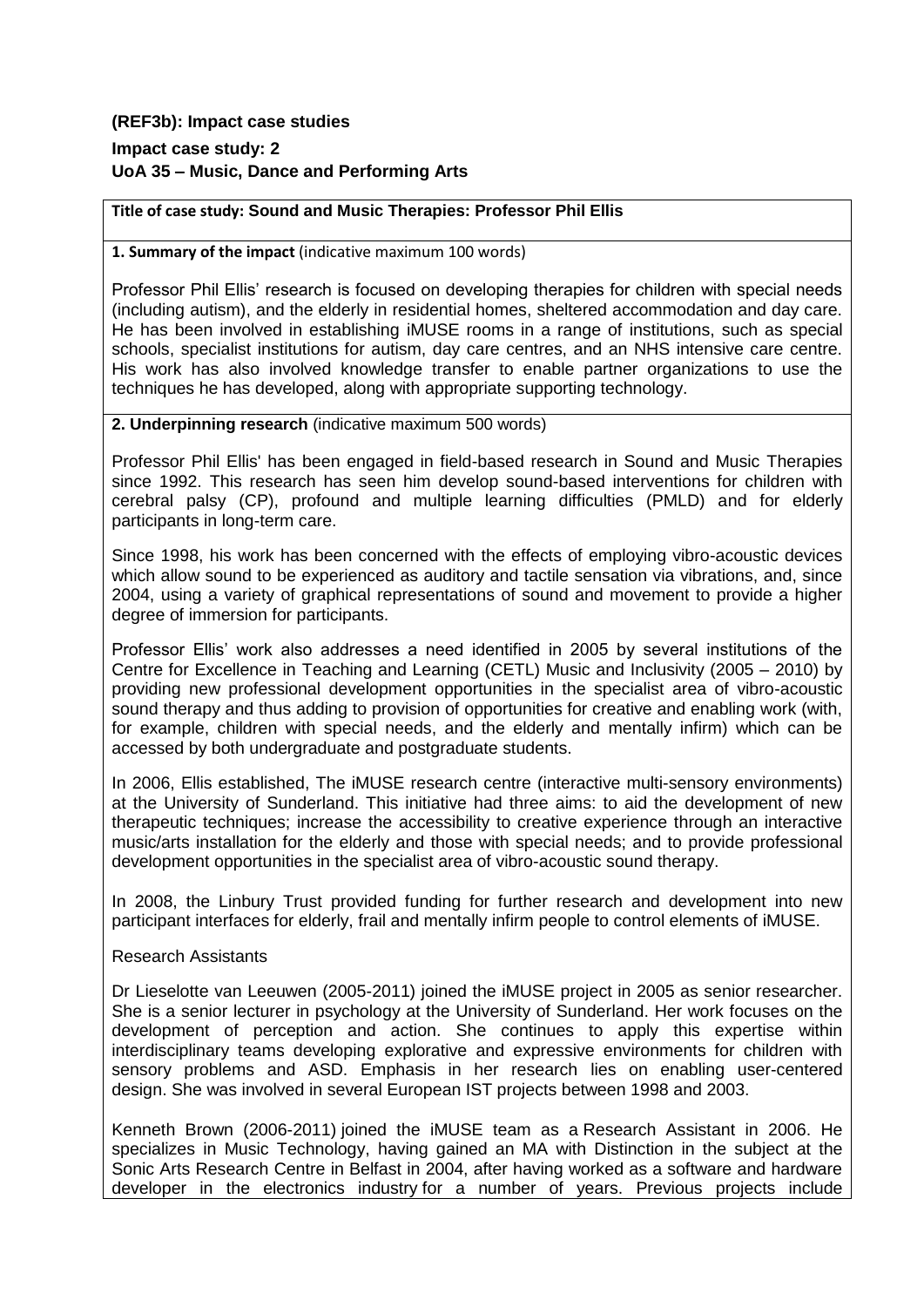**(REF3b): Impact case studies**

**Impact case study: 2**

**UoA 35 – Music, Dance and Performing Arts**

**Title of case study: Sound and Music Therapies: Professor Phil Ellis**

**1. Summary of the impact** (indicative maximum 100 words)

Professor Phil Ellis' research is focused on developing therapies for children with special needs (including autism), and the elderly in residential homes, sheltered accommodation and day care. He has been involved in establishing iMUSE rooms in a range of institutions, such as special schools, specialist institutions for autism, day care centres, and an NHS intensive care centre. His work has also involved knowledge transfer to enable partner organizations to use the techniques he has developed, along with appropriate supporting technology.

**2. Underpinning research** (indicative maximum 500 words)

Professor Phil Ellis' has been engaged in field-based research in Sound and Music Therapies since 1992. This research has seen him develop sound-based interventions for children with cerebral palsy (CP), profound and multiple learning difficulties (PMLD) and for elderly participants in long-term care.

Since 1998, his work has been concerned with the effects of employing vibro-acoustic devices which allow sound to be experienced as auditory and tactile sensation via vibrations, and, since 2004, using a variety of graphical representations of sound and movement to provide a higher degree of immersion for participants.

Professor Ellis' work also addresses a need identified in 2005 by several institutions of the Centre for Excellence in Teaching and Learning (CETL) Music and Inclusivity (2005 – 2010) by providing new professional development opportunities in the specialist area of vibro-acoustic sound therapy and thus adding to provision of opportunities for creative and enabling work (with, for example, children with special needs, and the elderly and mentally infirm) which can be accessed by both undergraduate and postgraduate students.

In 2006, Ellis established, The iMUSE research centre (interactive multi-sensory environments) at the University of Sunderland. This initiative had three aims: to aid the development of new therapeutic techniques; increase the accessibility to creative experience through an interactive music/arts installation for the elderly and those with special needs; and to provide professional development opportunities in the specialist area of vibro-acoustic sound therapy.

In 2008, the Linbury Trust provided funding for further research and development into new participant interfaces for elderly, frail and mentally infirm people to control elements of iMUSE.

Research Assistants

Dr Lieselotte van Leeuwen (2005-2011) joined the iMUSE project in 2005 as senior researcher. She is a senior lecturer in psychology at the University of Sunderland. Her work focuses on the development of perception and action. She continues to apply this expertise within interdisciplinary teams developing explorative and expressive environments for children with sensory problems and ASD. Emphasis in her research lies on enabling user-centered design. She was involved in several European IST projects between 1998 and 2003.

Kenneth Brown (2006-2011) joined the iMUSE team as a Research Assistant in 2006. He specializes in Music Technology, having gained an MA with Distinction in the subject at the Sonic Arts Research Centre in Belfast in 2004, after having worked as a software and hardware developer in the electronics industry for a number of years. Previous projects include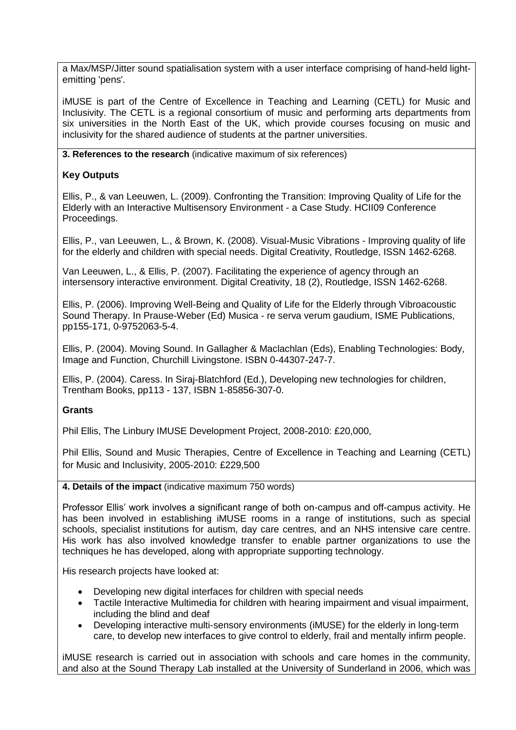a Max/MSP/Jitter sound spatialisation system with a user interface comprising of hand-held light-emitting 'pens'.

iMUSE is part of the Centre of Excellence in Teaching and Learning (CETL) for Music and Inclusivity. The CETL is a regional consortium of music and performing arts departments from six universities in the North East of the UK, which provide courses focusing on music and inclusivity for the shared audience of students at the partner universities.

**3. References to the research** (indicative maximum of six references)

**Key Outputs**

Ellis, P., & van Leeuwen, L. (2009). Confronting the Transition: Improving Quality of Life for the Elderly with an Interactive Multisensory Environment - a Case Study. HCII09 Conference Proceedings.

Ellis, P., van Leeuwen, L., & Brown, K. (2008). Visual-Music Vibrations - Improving quality of life for the elderly and children with special needs. Digital Creativity, Routledge, ISSN 1462-6268.

Van Leeuwen, L., & Ellis, P. (2007). Facilitating the experience of agency through an intersensory interactive environment. Digital Creativity, 18 (2), Routledge, ISSN 1462-6268.

Ellis, P. (2006). Improving Well-Being and Quality of Life for the Elderly through Vibroacoustic Sound Therapy. In Prause-Weber (Ed) Musica - re serva verum gaudium, ISME Publications, pp155-171, 0-9752063-5-4.

Ellis, P. (2004). Moving Sound. In Gallagher & Maclachlan (Eds), Enabling Technologies: Body, Image and Function, Churchill Livingstone. ISBN 0-44307-247-7.

Ellis, P. (2004). Caress. In Siraj-Blatchford (Ed.), Developing new technologies for children, Trentham Books, pp113 - 137, ISBN 1-85856-307-0.

**Grants**

Phil Ellis, The Linbury IMUSE Development Project, 2008-2010: £20,000,

Phil Ellis, Sound and Music Therapies, Centre of Excellence in Teaching and Learning (CETL) for Music and Inclusivity, 2005-2010: £229,500

**4. Details of the impact** (indicative maximum 750 words)

Professor Ellis' work involves a significant range of both on-campus and off-campus activity. He has been involved in establishing iMUSE rooms in a range of institutions, such as special schools, specialist institutions for autism, day care centres, and an NHS intensive care centre. His work has also involved knowledge transfer to enable partner organizations to use the techniques he has developed, along with appropriate supporting technology.

His research projects have looked at:

- Developing new digital interfaces for children with special needs
- Tactile Interactive Multimedia for children with hearing impairment and visual impairment, including the blind and deaf
- Developing interactive multi-sensory environments (iMUSE) for the elderly in long-term care, to develop new interfaces to give control to elderly, frail and mentally infirm people.

iMUSE research is carried out in association with schools and care homes in the community, and also at the Sound Therapy Lab installed at the University of Sunderland in 2006, which was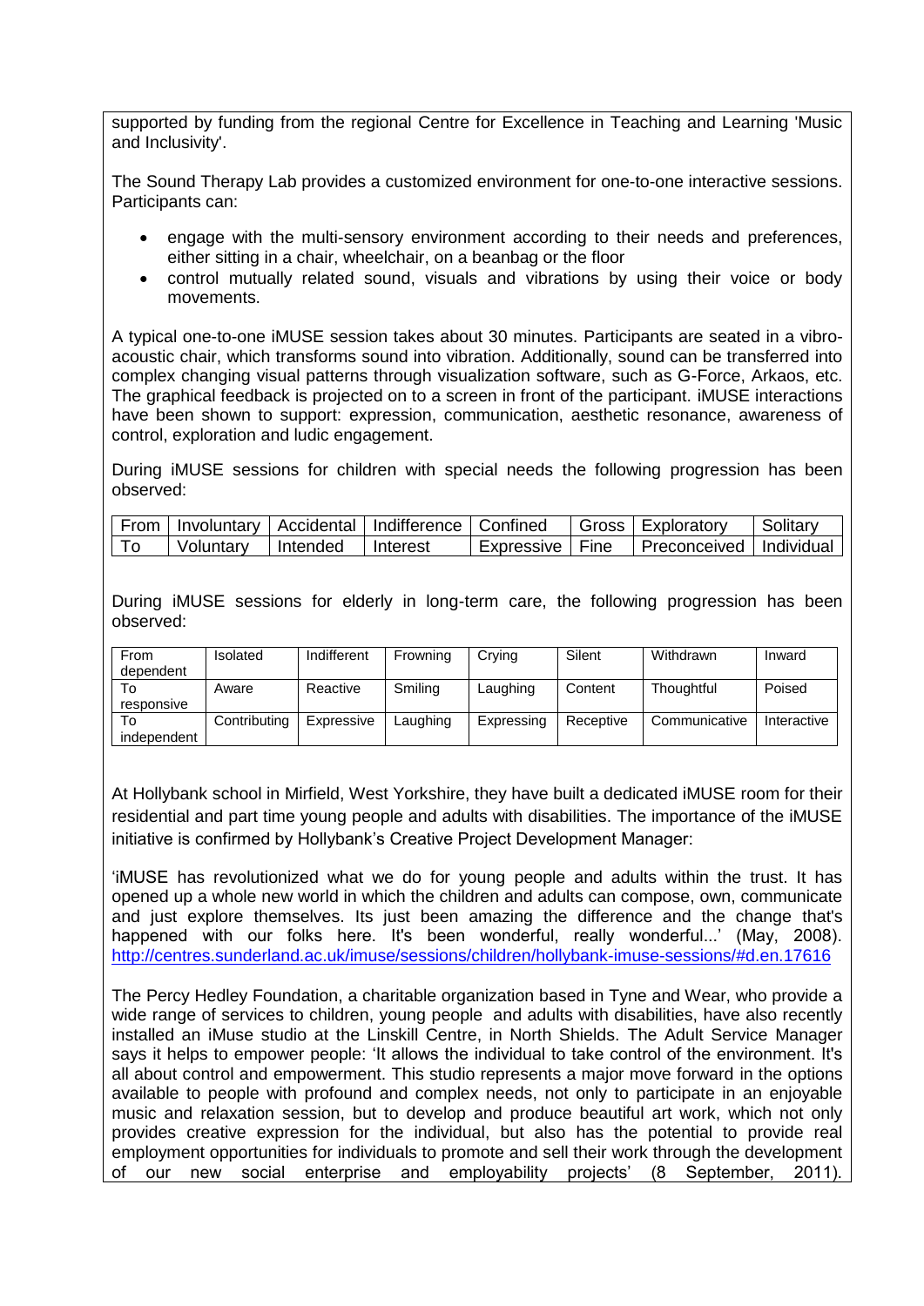supported by funding from the regional Centre for Excellence in Teaching and Learning 'Music and Inclusivity'.

The Sound Therapy Lab provides a customized environment for one-to-one interactive sessions. Participants can:

- engage with the multi-sensory environment according to their needs and preferences, either sitting in a chair, wheelchair, on a beanbag or the floor
- control mutually related sound, visuals and vibrations by using their voice or body movements.

A typical one-to-one iMUSE session takes about 30 minutes. Participants are seated in a vibro-acoustic chair, which transforms sound into vibration. Additionally, sound can be transferred into complex changing visual patterns through visualization software, such as G-Force, Arkaos, etc. The graphical feedback is projected on to a screen in front of the participant. iMUSE interactions have been shown to support: expression, communication, aesthetic resonance, awareness of control, exploration and ludic engagement.

During iMUSE sessions for children with special needs the following progression has been observed:

| From | Involuntary | Accidental | Indifference | Confined | Gross | Exploratory | Solitary |
|---|---|---|---|---|---|---|---|
| To | Voluntary | Intended | Interest | Expressive | Fine | Preconceived | Individual |

During iMUSE sessions for elderly in long-term care, the following progression has been observed:

| From dependent | Isolated | Indifferent | Frowning | Crying | Silent | Withdrawn | Inward |
|---|---|---|---|---|---|---|---|
| To responsive | Aware | Reactive | Smiling | Laughing | Content | Thoughtful | Poised |
| To independent | Contributing | Expressive | Laughing | Expressing | Receptive | Communicative | Interactive |

At Hollybank school in Mirfield, West Yorkshire, they have built a dedicated iMUSE room for their residential and part time young people and adults with disabilities. The importance of the iMUSE initiative is confirmed by Hollybank's Creative Project Development Manager:

'iMUSE has revolutionized what we do for young people and adults within the trust. It has opened up a whole new world in which the children and adults can compose, own, communicate and just explore themselves. Its just been amazing the difference and the change that's happened with our folks here. It's been wonderful, really wonderful...' (May, 2008). http://centres.sunderland.ac.uk/imuse/sessions/children/hollybank-imuse-sessions/#d.en.17616

The Percy Hedley Foundation, a charitable organization based in Tyne and Wear, who provide a wide range of services to children, young people and adults with disabilities, have also recently installed an iMuse studio at the Linskill Centre, in North Shields. The Adult Service Manager says it helps to empower people: 'It allows the individual to take control of the environment. It's all about control and empowerment. This studio represents a major move forward in the options available to people with profound and complex needs, not only to participate in an enjoyable music and relaxation session, but to develop and produce beautiful art work, which not only provides creative expression for the individual, but also has the potential to provide real employment opportunities for individuals to promote and sell their work through the development of our new social enterprise and employability projects' (8 September, 2011).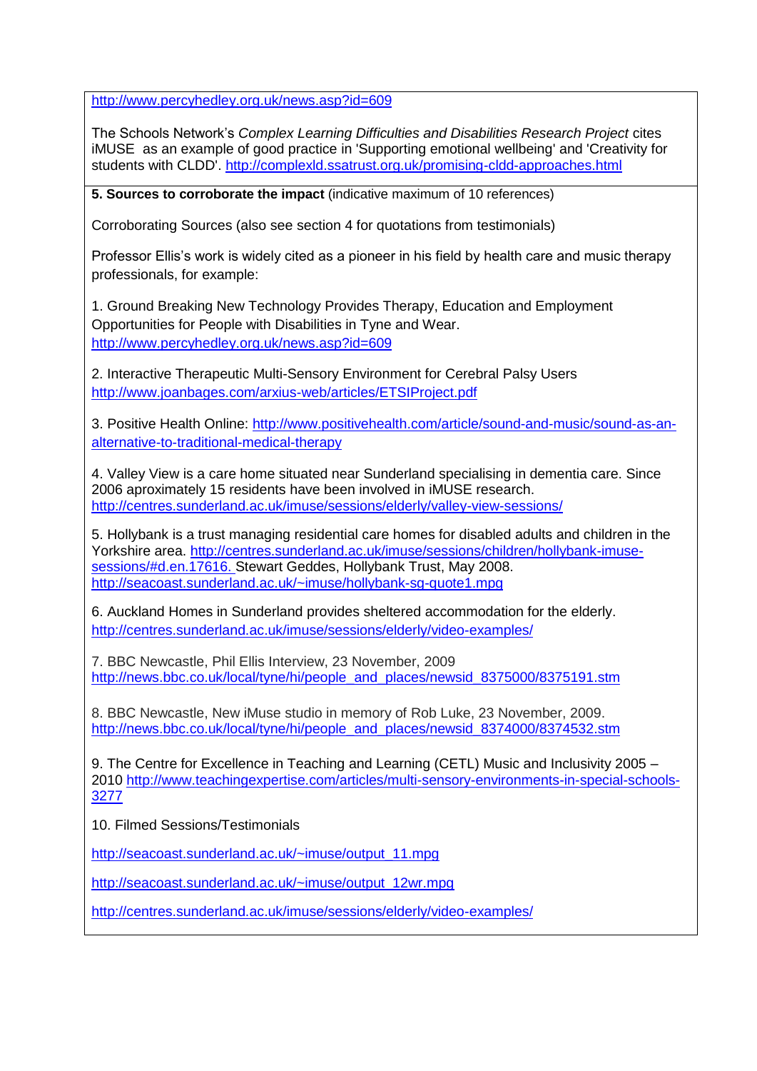http://www.percyhedley.org.uk/news.asp?id=609

The Schools Network's *Complex Learning Difficulties and Disabilities Research Project* cites iMUSE as an example of good practice in 'Supporting emotional wellbeing' and 'Creativity for students with CLDD'. http://complexld.ssatrust.org.uk/promising-cldd-approaches.html

**5. Sources to corroborate the impact** (indicative maximum of 10 references)

Corroborating Sources (also see section 4 for quotations from testimonials)

Professor Ellis's work is widely cited as a pioneer in his field by health care and music therapy professionals, for example:

1. Ground Breaking New Technology Provides Therapy, Education and Employment Opportunities for People with Disabilities in Tyne and Wear. http://www.percyhedley.org.uk/news.asp?id=609

2. Interactive Therapeutic Multi-Sensory Environment for Cerebral Palsy Users http://www.joanbages.com/arxius-web/articles/ETSIProject.pdf

3. Positive Health Online: http://www.positivehealth.com/article/sound-and-music/sound-as-an-alternative-to-traditional-medical-therapy

4. Valley View is a care home situated near Sunderland specialising in dementia care. Since 2006 aproximately 15 residents have been involved in iMUSE research. http://centres.sunderland.ac.uk/imuse/sessions/elderly/valley-view-sessions/

5. Hollybank is a trust managing residential care homes for disabled adults and children in the Yorkshire area. http://centres.sunderland.ac.uk/imuse/sessions/children/hollybank-imuse-sessions/#d.en.17616. Stewart Geddes, Hollybank Trust, May 2008. http://seacoast.sunderland.ac.uk/~imuse/hollybank-sg-quote1.mpg

6. Auckland Homes in Sunderland provides sheltered accommodation for the elderly. http://centres.sunderland.ac.uk/imuse/sessions/elderly/video-examples/

7. BBC Newcastle, Phil Ellis Interview, 23 November, 2009 http://news.bbc.co.uk/local/tyne/hi/people_and_places/newsid_8375000/8375191.stm

8. BBC Newcastle, New iMuse studio in memory of Rob Luke, 23 November, 2009. http://news.bbc.co.uk/local/tyne/hi/people_and_places/newsid_8374000/8374532.stm

9. The Centre for Excellence in Teaching and Learning (CETL) Music and Inclusivity 2005 – 2010 http://www.teachingexpertise.com/articles/multi-sensory-environments-in-special-schools-3277

10. Filmed Sessions/Testimonials

http://seacoast.sunderland.ac.uk/~imuse/output_11.mpg

http://seacoast.sunderland.ac.uk/~imuse/output_12wr.mpg

http://centres.sunderland.ac.uk/imuse/sessions/elderly/video-examples/